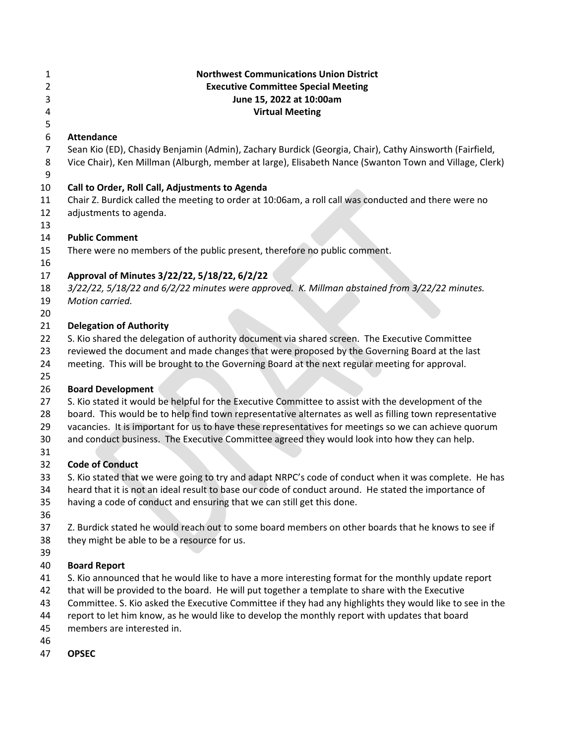**Northwest Communications Union District**
**Executive Committee Special Meeting**
**June 15, 2022 at 10:00am**
**Virtual Meeting**

**Attendance**

Sean Kio (ED), Chasidy Benjamin (Admin), Zachary Burdick (Georgia, Chair), Cathy Ainsworth (Fairfield, Vice Chair), Ken Millman (Alburgh, member at large), Elisabeth Nance (Swanton Town and Village, Clerk)

**Call to Order, Roll Call, Adjustments to Agenda**

Chair Z. Burdick called the meeting to order at 10:06am, a roll call was conducted and there were no adjustments to agenda.

**Public Comment**

There were no members of the public present, therefore no public comment.

**Approval of Minutes 3/22/22, 5/18/22, 6/2/22**

*3/22/22, 5/18/22 and 6/2/22 minutes were approved. K. Millman abstained from 3/22/22 minutes. Motion carried.*

**Delegation of Authority**

S. Kio shared the delegation of authority document via shared screen. The Executive Committee reviewed the document and made changes that were proposed by the Governing Board at the last meeting. This will be brought to the Governing Board at the next regular meeting for approval.

**Board Development**

S. Kio stated it would be helpful for the Executive Committee to assist with the development of the board. This would be to help find town representative alternates as well as filling town representative vacancies. It is important for us to have these representatives for meetings so we can achieve quorum and conduct business. The Executive Committee agreed they would look into how they can help.

**Code of Conduct**

S. Kio stated that we were going to try and adapt NRPC's code of conduct when it was complete. He has heard that it is not an ideal result to base our code of conduct around. He stated the importance of having a code of conduct and ensuring that we can still get this done.

Z. Burdick stated he would reach out to some board members on other boards that he knows to see if they might be able to be a resource for us.

**Board Report**

S. Kio announced that he would like to have a more interesting format for the monthly update report that will be provided to the board. He will put together a template to share with the Executive Committee. S. Kio asked the Executive Committee if they had any highlights they would like to see in the report to let him know, as he would like to develop the monthly report with updates that board members are interested in.

**OPSEC**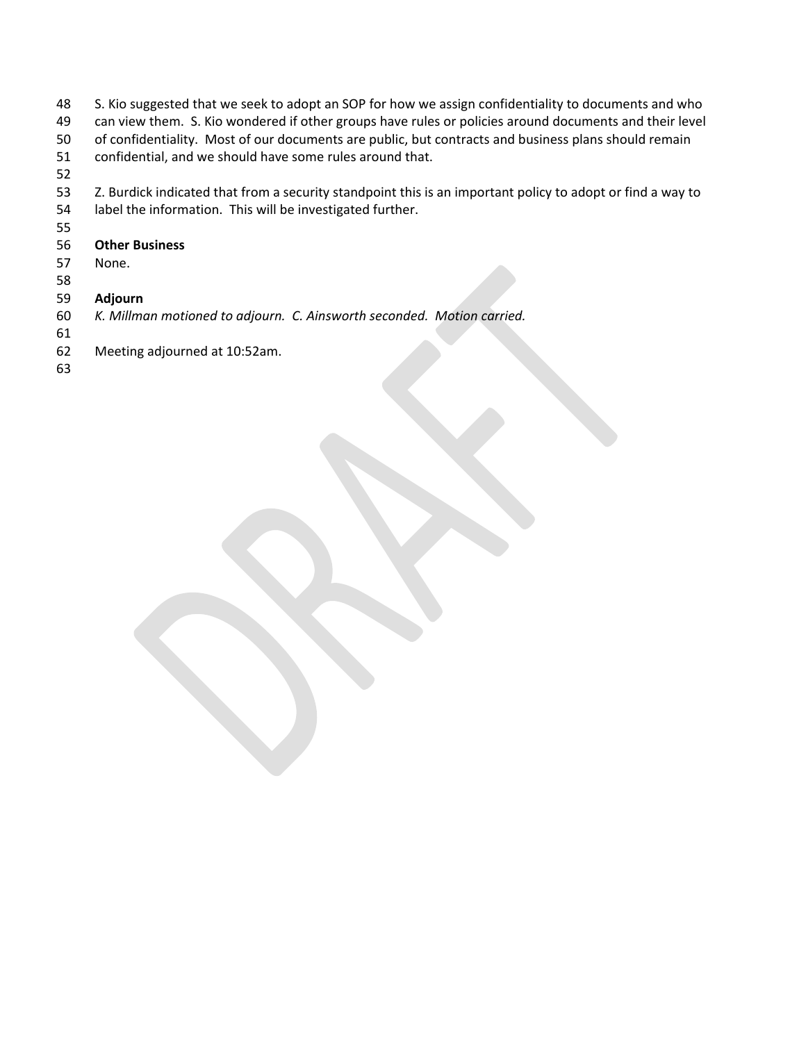S. Kio suggested that we seek to adopt an SOP for how we assign confidentiality to documents and who can view them. S. Kio wondered if other groups have rules or policies around documents and their level of confidentiality. Most of our documents are public, but contracts and business plans should remain confidential, and we should have some rules around that.

Z. Burdick indicated that from a security standpoint this is an important policy to adopt or find a way to label the information. This will be investigated further.

**Other Business**

None.

**Adjourn**

*K. Millman motioned to adjourn. C. Ainsworth seconded. Motion carried.*

Meeting adjourned at 10:52am.